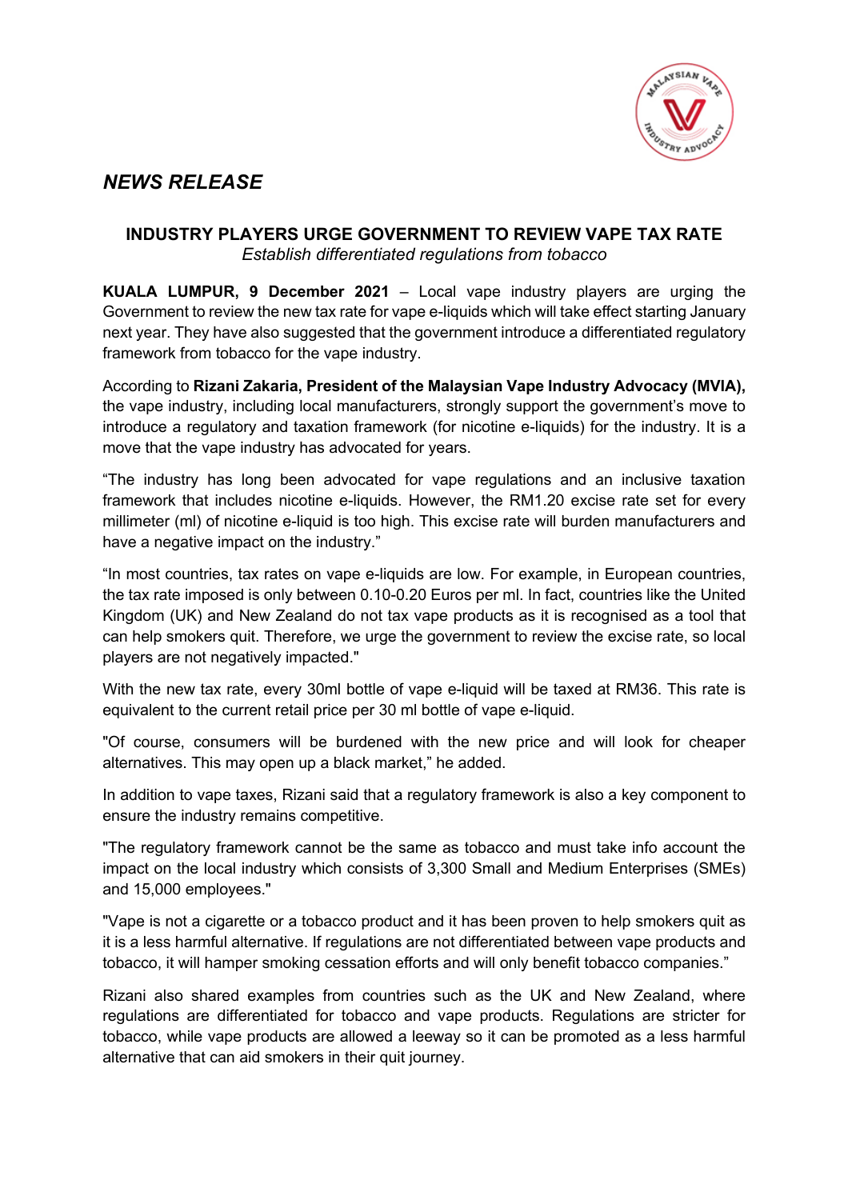*NEWS RELEASE*

**INDUSTRY PLAYERS URGE GOVERNMENT TO REVIEW VAPE TAX RATE**

*Establish differentiated regulations from tobacco*

**KUALA LUMPUR, 9 December 2021** – Local vape industry players are urging the Government to review the new tax rate for vape e-liquids which will take effect starting January next year. They have also suggested that the government introduce a differentiated regulatory framework from tobacco for the vape industry.

According to **Rizani Zakaria, President of the Malaysian Vape Industry Advocacy (MVIA),** the vape industry, including local manufacturers, strongly support the government's move to introduce a regulatory and taxation framework (for nicotine e-liquids) for the industry. It is a move that the vape industry has advocated for years.

"The industry has long been advocated for vape regulations and an inclusive taxation framework that includes nicotine e-liquids. However, the RM1.20 excise rate set for every millimeter (ml) of nicotine e-liquid is too high. This excise rate will burden manufacturers and have a negative impact on the industry."

"In most countries, tax rates on vape e-liquids are low. For example, in European countries, the tax rate imposed is only between 0.10-0.20 Euros per ml. In fact, countries like the United Kingdom (UK) and New Zealand do not tax vape products as it is recognised as a tool that can help smokers quit. Therefore, we urge the government to review the excise rate, so local players are not negatively impacted."

With the new tax rate, every 30ml bottle of vape e-liquid will be taxed at RM36. This rate is equivalent to the current retail price per 30 ml bottle of vape e-liquid.

"Of course, consumers will be burdened with the new price and will look for cheaper alternatives. This may open up a black market," he added.

In addition to vape taxes, Rizani said that a regulatory framework is also a key component to ensure the industry remains competitive.

"The regulatory framework cannot be the same as tobacco and must take info account the impact on the local industry which consists of 3,300 Small and Medium Enterprises (SMEs) and 15,000 employees."

"Vape is not a cigarette or a tobacco product and it has been proven to help smokers quit as it is a less harmful alternative. If regulations are not differentiated between vape products and tobacco, it will hamper smoking cessation efforts and will only benefit tobacco companies."

Rizani also shared examples from countries such as the UK and New Zealand, where regulations are differentiated for tobacco and vape products. Regulations are stricter for tobacco, while vape products are allowed a leeway so it can be promoted as a less harmful alternative that can aid smokers in their quit journey.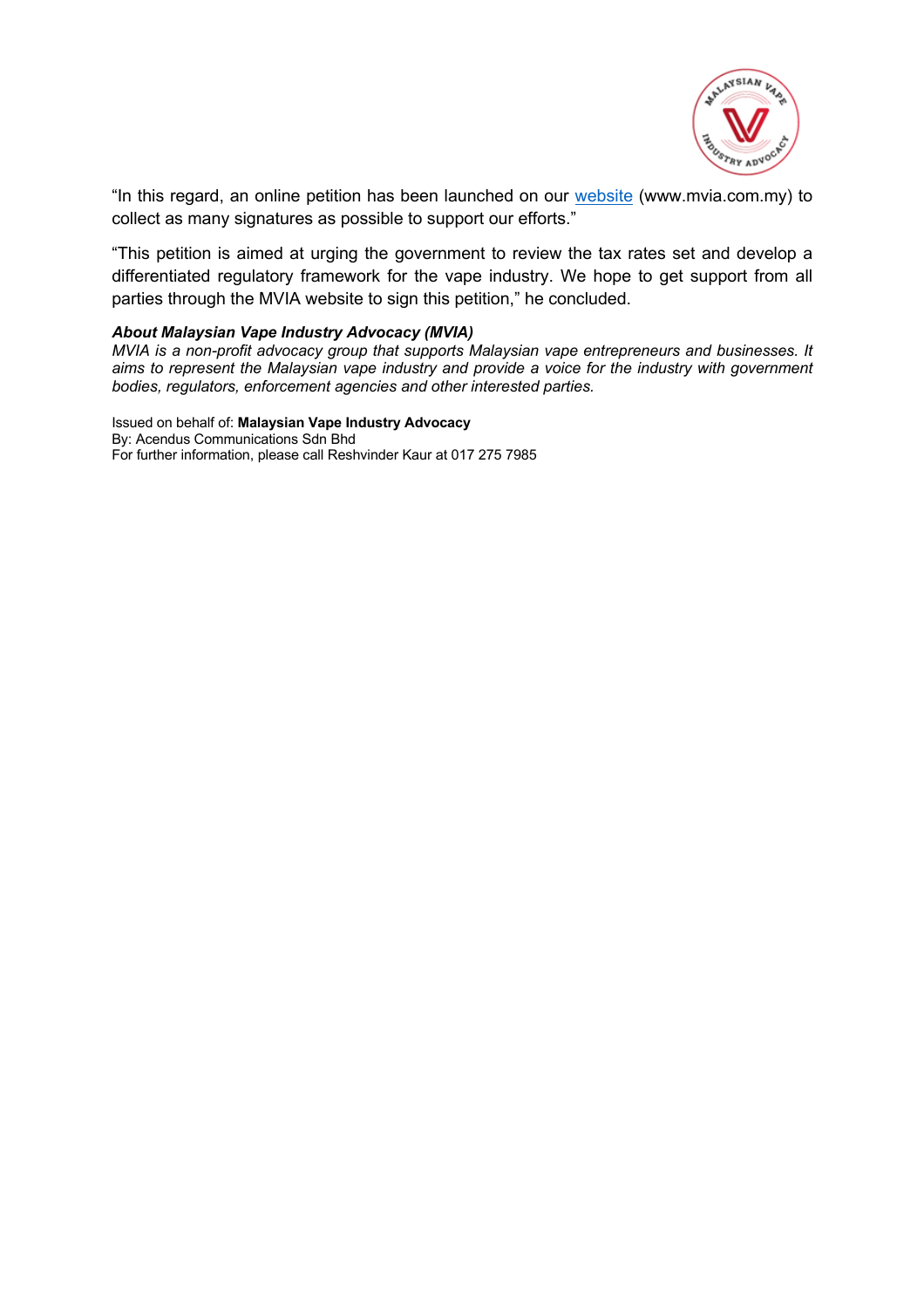"In this regard, an online petition has been launched on our [website](http://www.mvia.com.my) (www.mvia.com.my) to collect as many signatures as possible to support our efforts."

"This petition is aimed at urging the government to review the tax rates set and develop a differentiated regulatory framework for the vape industry. We hope to get support from all parties through the MVIA website to sign this petition," he concluded.

***About Malaysian Vape Industry Advocacy (MVIA)***

*MVIA is a non-profit advocacy group that supports Malaysian vape entrepreneurs and businesses. It aims to represent the Malaysian vape industry and provide a voice for the industry with government bodies, regulators, enforcement agencies and other interested parties.*

Issued on behalf of: **Malaysian Vape Industry Advocacy**
By: Acendus Communications Sdn Bhd
For further information, please call Reshvinder Kaur at 017 275 7985